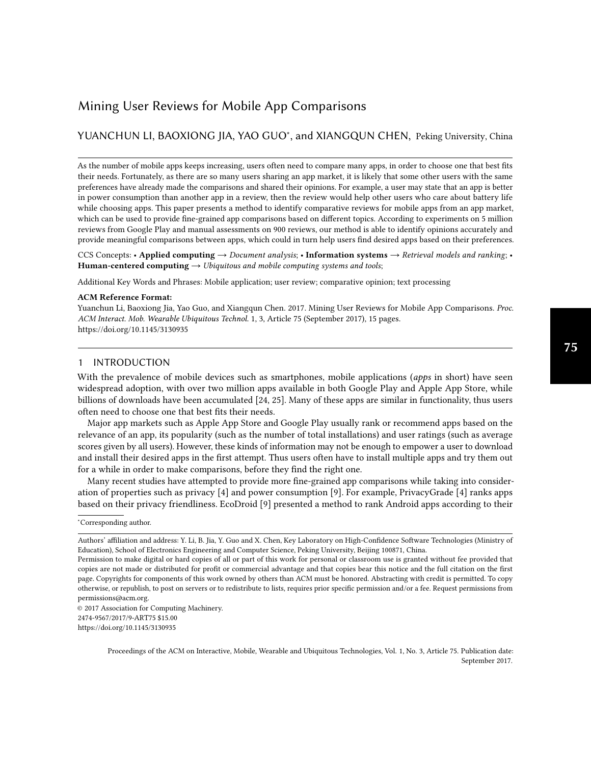# Mining User Reviews for Mobile App Comparisons

YUANCHUN LI, BAOXIONG JIA, YAO GUO*, and XIANGQUN CHEN, Peking University, China

As the number of mobile apps keeps increasing, users often need to compare many apps, in order to choose one that best fits their needs. Fortunately, as there are so many users sharing an app market, it is likely that some other users with the same preferences have already made the comparisons and shared their opinions. For example, a user may state that an app is better in power consumption than another app in a review, then the review would help other users who care about battery life while choosing apps. This paper presents a method to identify comparative reviews for mobile apps from an app market, which can be used to provide fine-grained app comparisons based on different topics. According to experiments on 5 million reviews from Google Play and manual assessments on 900 reviews, our method is able to identify opinions accurately and provide meaningful comparisons between apps, which could in turn help users find desired apps based on their preferences.

CCS Concepts: • **Applied computing** → *Document analysis*; • **Information systems** → *Retrieval models and ranking*; • **Human-centered computing** → *Ubiquitous and mobile computing systems and tools*;

Additional Key Words and Phrases: Mobile application; user review; comparative opinion; text processing

**ACM Reference Format:**
Yuanchun Li, Baoxiong Jia, Yao Guo, and Xiangqun Chen. 2017. Mining User Reviews for Mobile App Comparisons. *Proc. ACM Interact. Mob. Wearable Ubiquitous Technol.* 1, 3, Article 75 (September 2017), 15 pages.
https://doi.org/10.1145/3130935

## 1 INTRODUCTION

With the prevalence of mobile devices such as smartphones, mobile applications (*apps* in short) have seen widespread adoption, with over two million apps available in both Google Play and Apple App Store, while billions of downloads have been accumulated [24, 25]. Many of these apps are similar in functionality, thus users often need to choose one that best fits their needs.

Major app markets such as Apple App Store and Google Play usually rank or recommend apps based on the relevance of an app, its popularity (such as the number of total installations) and user ratings (such as average scores given by all users). However, these kinds of information may not be enough to empower a user to download and install their desired apps in the first attempt. Thus users often have to install multiple apps and try them out for a while in order to make comparisons, before they find the right one.

Many recent studies have attempted to provide more fine-grained app comparisons while taking into consideration of properties such as privacy [4] and power consumption [9]. For example, PrivacyGrade [4] ranks apps based on their privacy friendliness. EcoDroid [9] presented a method to rank Android apps according to their

*Corresponding author.

Authors' affiliation and address: Y. Li, B. Jia, Y. Guo and X. Chen, Key Laboratory on High-Confidence Software Technologies (Ministry of Education), School of Electronics Engineering and Computer Science, Peking University, Beijing 100871, China.
Permission to make digital or hard copies of all or part of this work for personal or classroom use is granted without fee provided that copies are not made or distributed for profit or commercial advantage and that copies bear this notice and the full citation on the first page. Copyrights for components of this work owned by others than ACM must be honored. Abstracting with credit is permitted. To copy otherwise, or republish, to post on servers or to redistribute to lists, requires prior specific permission and/or a fee. Request permissions from permissions@acm.org.
© 2017 Association for Computing Machinery.
2474-9567/2017/9-ART75 $15.00
https://doi.org/10.1145/3130935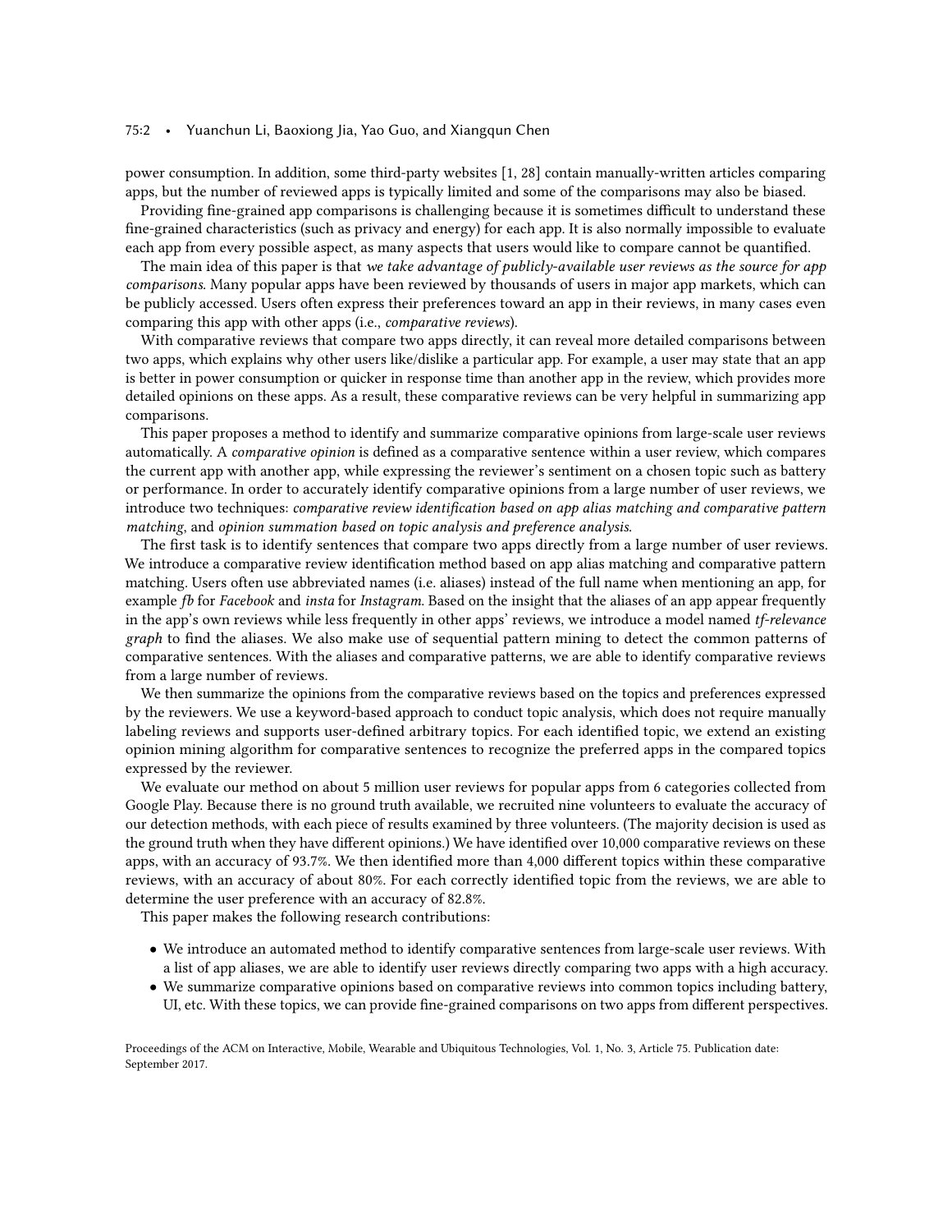power consumption. In addition, some third-party websites [1, 28] contain manually-written articles comparing apps, but the number of reviewed apps is typically limited and some of the comparisons may also be biased.

Providing fine-grained app comparisons is challenging because it is sometimes difficult to understand these fine-grained characteristics (such as privacy and energy) for each app. It is also normally impossible to evaluate each app from every possible aspect, as many aspects that users would like to compare cannot be quantified.

The main idea of this paper is that *we take advantage of publicly-available user reviews as the source for app comparisons*. Many popular apps have been reviewed by thousands of users in major app markets, which can be publicly accessed. Users often express their preferences toward an app in their reviews, in many cases even comparing this app with other apps (i.e., *comparative reviews*).

With comparative reviews that compare two apps directly, it can reveal more detailed comparisons between two apps, which explains why other users like/dislike a particular app. For example, a user may state that an app is better in power consumption or quicker in response time than another app in the review, which provides more detailed opinions on these apps. As a result, these comparative reviews can be very helpful in summarizing app comparisons.

This paper proposes a method to identify and summarize comparative opinions from large-scale user reviews automatically. A *comparative opinion* is defined as a comparative sentence within a user review, which compares the current app with another app, while expressing the reviewer's sentiment on a chosen topic such as battery or performance. In order to accurately identify comparative opinions from a large number of user reviews, we introduce two techniques: *comparative review identification based on app alias matching and comparative pattern matching*, and *opinion summation based on topic analysis and preference analysis*.

The first task is to identify sentences that compare two apps directly from a large number of user reviews. We introduce a comparative review identification method based on app alias matching and comparative pattern matching. Users often use abbreviated names (i.e. aliases) instead of the full name when mentioning an app, for example *fb* for *Facebook* and *insta* for *Instagram*. Based on the insight that the aliases of an app appear frequently in the app's own reviews while less frequently in other apps' reviews, we introduce a model named *tf-relevance graph* to find the aliases. We also make use of sequential pattern mining to detect the common patterns of comparative sentences. With the aliases and comparative patterns, we are able to identify comparative reviews from a large number of reviews.

We then summarize the opinions from the comparative reviews based on the topics and preferences expressed by the reviewers. We use a keyword-based approach to conduct topic analysis, which does not require manually labeling reviews and supports user-defined arbitrary topics. For each identified topic, we extend an existing opinion mining algorithm for comparative sentences to recognize the preferred apps in the compared topics expressed by the reviewer.

We evaluate our method on about 5 million user reviews for popular apps from 6 categories collected from Google Play. Because there is no ground truth available, we recruited nine volunteers to evaluate the accuracy of our detection methods, with each piece of results examined by three volunteers. (The majority decision is used as the ground truth when they have different opinions.) We have identified over 10,000 comparative reviews on these apps, with an accuracy of 93.7%. We then identified more than 4,000 different topics within these comparative reviews, with an accuracy of about 80%. For each correctly identified topic from the reviews, we are able to determine the user preference with an accuracy of 82.8%.

This paper makes the following research contributions:

- We introduce an automated method to identify comparative sentences from large-scale user reviews. With a list of app aliases, we are able to identify user reviews directly comparing two apps with a high accuracy.
- We summarize comparative opinions based on comparative reviews into common topics including battery, UI, etc. With these topics, we can provide fine-grained comparisons on two apps from different perspectives.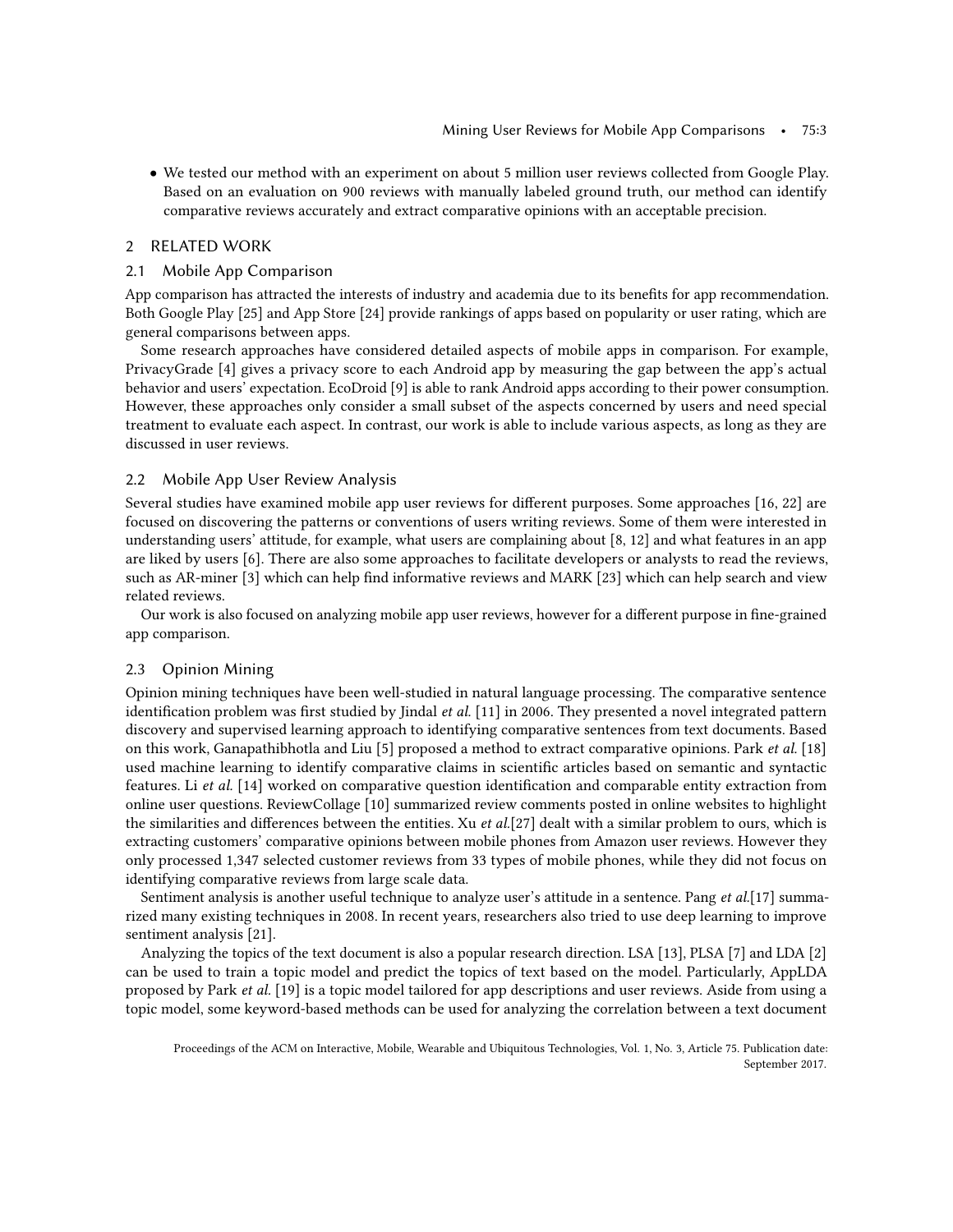- We tested our method with an experiment on about 5 million user reviews collected from Google Play. Based on an evaluation on 900 reviews with manually labeled ground truth, our method can identify comparative reviews accurately and extract comparative opinions with an acceptable precision.

## 2 RELATED WORK

### 2.1 Mobile App Comparison

App comparison has attracted the interests of industry and academia due to its benefits for app recommendation. Both Google Play [25] and App Store [24] provide rankings of apps based on popularity or user rating, which are general comparisons between apps.

Some research approaches have considered detailed aspects of mobile apps in comparison. For example, PrivacyGrade [4] gives a privacy score to each Android app by measuring the gap between the app's actual behavior and users' expectation. EcoDroid [9] is able to rank Android apps according to their power consumption. However, these approaches only consider a small subset of the aspects concerned by users and need special treatment to evaluate each aspect. In contrast, our work is able to include various aspects, as long as they are discussed in user reviews.

### 2.2 Mobile App User Review Analysis

Several studies have examined mobile app user reviews for different purposes. Some approaches [16, 22] are focused on discovering the patterns or conventions of users writing reviews. Some of them were interested in understanding users' attitude, for example, what users are complaining about [8, 12] and what features in an app are liked by users [6]. There are also some approaches to facilitate developers or analysts to read the reviews, such as AR-miner [3] which can help find informative reviews and MARK [23] which can help search and view related reviews.

Our work is also focused on analyzing mobile app user reviews, however for a different purpose in fine-grained app comparison.

### 2.3 Opinion Mining

Opinion mining techniques have been well-studied in natural language processing. The comparative sentence identification problem was first studied by Jindal *et al.* [11] in 2006. They presented a novel integrated pattern discovery and supervised learning approach to identifying comparative sentences from text documents. Based on this work, Ganapathibhotla and Liu [5] proposed a method to extract comparative opinions. Park *et al.* [18] used machine learning to identify comparative claims in scientific articles based on semantic and syntactic features. Li *et al.* [14] worked on comparative question identification and comparable entity extraction from online user questions. ReviewCollage [10] summarized review comments posted in online websites to highlight the similarities and differences between the entities. Xu *et al.*[27] dealt with a similar problem to ours, which is extracting customers' comparative opinions between mobile phones from Amazon user reviews. However they only processed 1,347 selected customer reviews from 33 types of mobile phones, while they did not focus on identifying comparative reviews from large scale data.

Sentiment analysis is another useful technique to analyze user's attitude in a sentence. Pang *et al.*[17] summarized many existing techniques in 2008. In recent years, researchers also tried to use deep learning to improve sentiment analysis [21].

Analyzing the topics of the text document is also a popular research direction. LSA [13], PLSA [7] and LDA [2] can be used to train a topic model and predict the topics of text based on the model. Particularly, AppLDA proposed by Park *et al.* [19] is a topic model tailored for app descriptions and user reviews. Aside from using a topic model, some keyword-based methods can be used for analyzing the correlation between a text document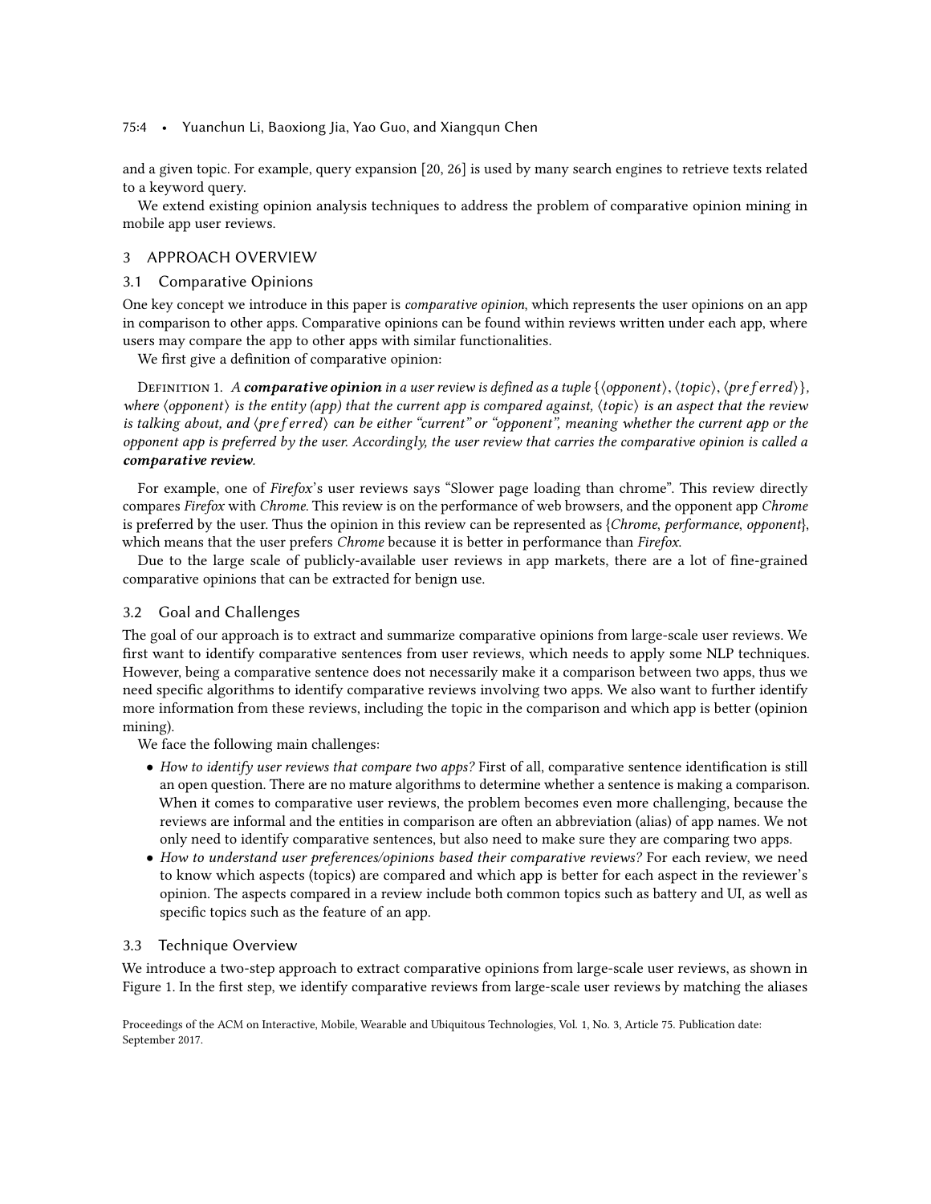and a given topic. For example, query expansion [20, 26] is used by many search engines to retrieve texts related to a keyword query.

We extend existing opinion analysis techniques to address the problem of comparative opinion mining in mobile app user reviews.

## 3 APPROACH OVERVIEW

### 3.1 Comparative Opinions

One key concept we introduce in this paper is *comparative opinion*, which represents the user opinions on an app in comparison to other apps. Comparative opinions can be found within reviews written under each app, where users may compare the app to other apps with similar functionalities.

We first give a definition of comparative opinion:

Definition 1. *A* ***comparative opinion*** *in a user review is defined as a tuple* $\{\langle opponent\rangle, \langle topic\rangle, \langle preferred\rangle\}$*, where* $\langle opponent\rangle$ *is the entity (app) that the current app is compared against,* $\langle topic\rangle$ *is an aspect that the review is talking about, and* $\langle preferred\rangle$ *can be either "current" or "opponent", meaning whether the current app or the opponent app is preferred by the user. Accordingly, the user review that carries the comparative opinion is called a* ***comparative review****.*

For example, one of *Firefox*'s user reviews says "Slower page loading than chrome". This review directly compares *Firefox* with *Chrome*. This review is on the performance of web browsers, and the opponent app *Chrome* is preferred by the user. Thus the opinion in this review can be represented as {*Chrome*, *performance*, *opponent*}, which means that the user prefers *Chrome* because it is better in performance than *Firefox*.

Due to the large scale of publicly-available user reviews in app markets, there are a lot of fine-grained comparative opinions that can be extracted for benign use.

### 3.2 Goal and Challenges

The goal of our approach is to extract and summarize comparative opinions from large-scale user reviews. We first want to identify comparative sentences from user reviews, which needs to apply some NLP techniques. However, being a comparative sentence does not necessarily make it a comparison between two apps, thus we need specific algorithms to identify comparative reviews involving two apps. We also want to further identify more information from these reviews, including the topic in the comparison and which app is better (opinion mining).

We face the following main challenges:

- *How to identify user reviews that compare two apps?* First of all, comparative sentence identification is still an open question. There are no mature algorithms to determine whether a sentence is making a comparison. When it comes to comparative user reviews, the problem becomes even more challenging, because the reviews are informal and the entities in comparison are often an abbreviation (alias) of app names. We not only need to identify comparative sentences, but also need to make sure they are comparing two apps.
- *How to understand user preferences/opinions based their comparative reviews?* For each review, we need to know which aspects (topics) are compared and which app is better for each aspect in the reviewer's opinion. The aspects compared in a review include both common topics such as battery and UI, as well as specific topics such as the feature of an app.

### 3.3 Technique Overview

We introduce a two-step approach to extract comparative opinions from large-scale user reviews, as shown in Figure 1. In the first step, we identify comparative reviews from large-scale user reviews by matching the aliases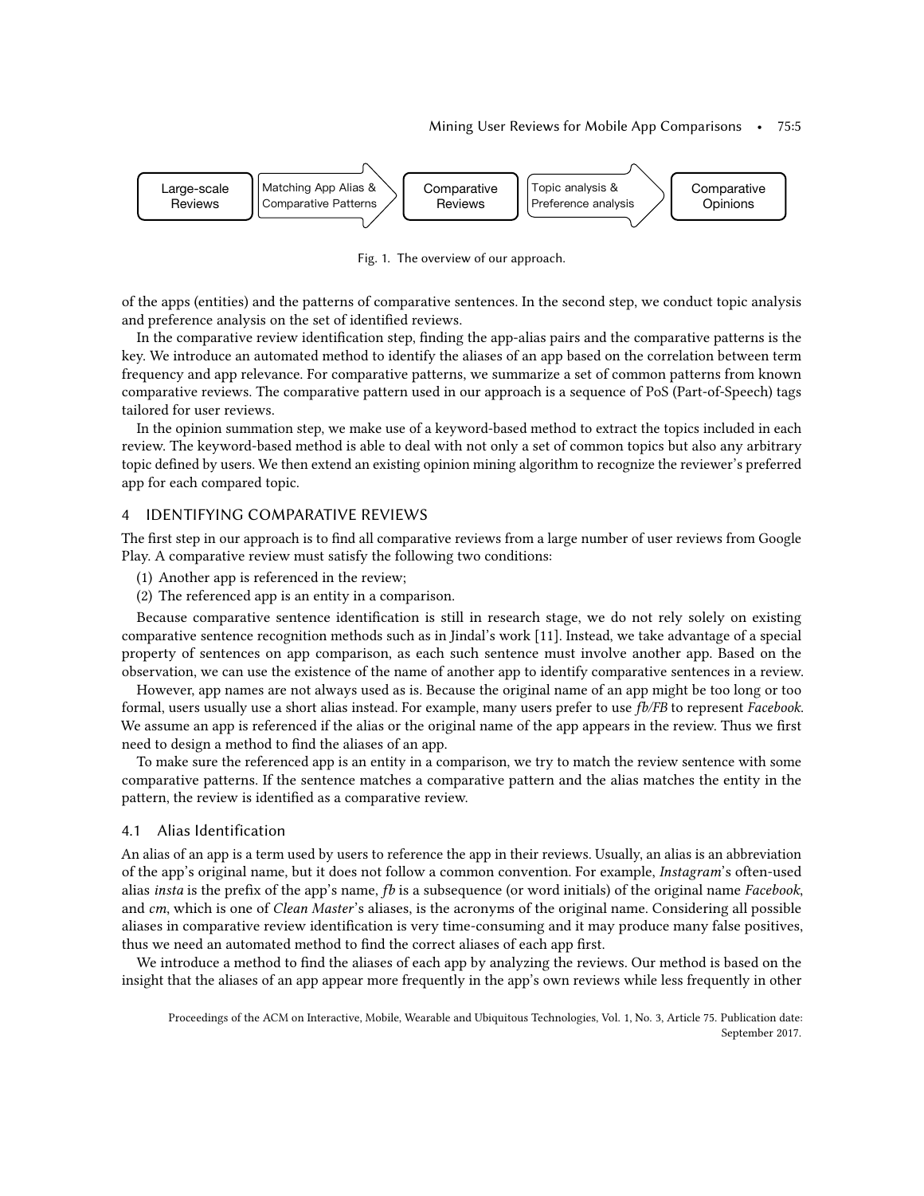Large-scale Reviews

Matching App Alias & Comparative Patterns

Comparative Reviews

Topic analysis & Preference analysis

Comparative Opinions

Fig. 1. The overview of our approach.

of the apps (entities) and the patterns of comparative sentences. In the second step, we conduct topic analysis and preference analysis on the set of identified reviews.

In the comparative review identification step, finding the app-alias pairs and the comparative patterns is the key. We introduce an automated method to identify the aliases of an app based on the correlation between term frequency and app relevance. For comparative patterns, we summarize a set of common patterns from known comparative reviews. The comparative pattern used in our approach is a sequence of PoS (Part-of-Speech) tags tailored for user reviews.

In the opinion summation step, we make use of a keyword-based method to extract the topics included in each review. The keyword-based method is able to deal with not only a set of common topics but also any arbitrary topic defined by users. We then extend an existing opinion mining algorithm to recognize the reviewer's preferred app for each compared topic.

## 4 IDENTIFYING COMPARATIVE REVIEWS

The first step in our approach is to find all comparative reviews from a large number of user reviews from Google Play. A comparative review must satisfy the following two conditions:

(1) Another app is referenced in the review;
(2) The referenced app is an entity in a comparison.

Because comparative sentence identification is still in research stage, we do not rely solely on existing comparative sentence recognition methods such as in Jindal's work [11]. Instead, we take advantage of a special property of sentences on app comparison, as each such sentence must involve another app. Based on the observation, we can use the existence of the name of another app to identify comparative sentences in a review.

However, app names are not always used as is. Because the original name of an app might be too long or too formal, users usually use a short alias instead. For example, many users prefer to use *fb/FB* to represent *Facebook*. We assume an app is referenced if the alias or the original name of the app appears in the review. Thus we first need to design a method to find the aliases of an app.

To make sure the referenced app is an entity in a comparison, we try to match the review sentence with some comparative patterns. If the sentence matches a comparative pattern and the alias matches the entity in the pattern, the review is identified as a comparative review.

### 4.1 Alias Identification

An alias of an app is a term used by users to reference the app in their reviews. Usually, an alias is an abbreviation of the app's original name, but it does not follow a common convention. For example, *Instagram*'s often-used alias *insta* is the prefix of the app's name, *fb* is a subsequence (or word initials) of the original name *Facebook*, and *cm*, which is one of *Clean Master*'s aliases, is the acronyms of the original name. Considering all possible aliases in comparative review identification is very time-consuming and it may produce many false positives, thus we need an automated method to find the correct aliases of each app first.

We introduce a method to find the aliases of each app by analyzing the reviews. Our method is based on the insight that the aliases of an app appear more frequently in the app's own reviews while less frequently in other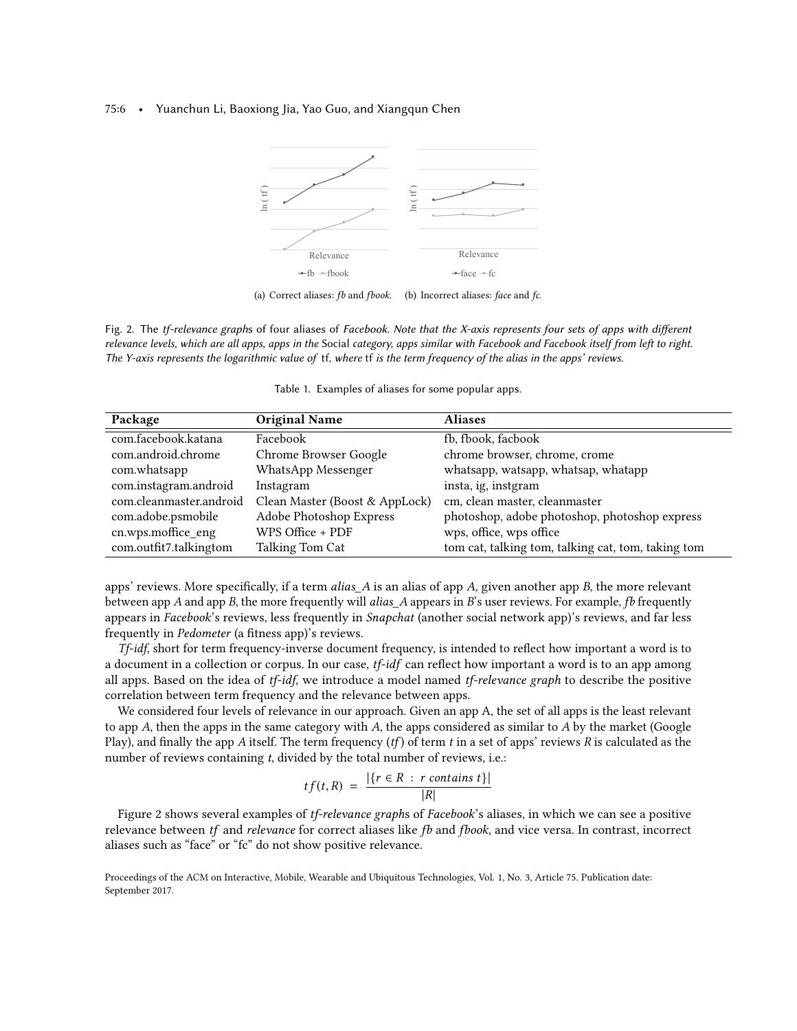(a) Correct aliases: *fb* and *fbook*. (b) Incorrect aliases: *face* and *fc*.

Fig. 2. The *tf-relevance graph*s of four aliases of *Facebook*. *Note that the X-axis represents four sets of apps with different relevance levels, which are all apps, apps in the* Social *category, apps similar with Facebook and Facebook itself from left to right. The Y-axis represents the logarithmic value of* tf, *where* tf *is the term frequency of the alias in the apps' reviews.*

Table 1. Examples of aliases for some popular apps.

| Package | Original Name | Aliases |
|---|---|---|
| com.facebook.katana | Facebook | fb, fbook, facbook |
| com.android.chrome | Chrome Browser Google | chrome browser, chrome, crome |
| com.whatsapp | WhatsApp Messenger | whatsapp, watsapp, whatsap, whatapp |
| com.instagram.android | Instagram | insta, ig, instgram |
| com.cleanmaster.android | Clean Master (Boost & AppLock) | cm, clean master, cleanmaster |
| com.adobe.psmobile | Adobe Photoshop Express | photoshop, adobe photoshop, photoshop express |
| cn.wps.moffice_eng | WPS Office + PDF | wps, office, wps office |
| com.outfit7.talkingtom | Talking Tom Cat | tom cat, talking tom, talking cat, tom, taking tom |

apps' reviews. More specifically, if a term *alias_A* is an alias of app *A*, given another app *B*, the more relevant between app *A* and app *B*, the more frequently will *alias_A* appears in *B*'s user reviews. For example, *fb* frequently appears in *Facebook*'s reviews, less frequently in *Snapchat* (another social network app)'s reviews, and far less frequently in *Pedometer* (a fitness app)'s reviews.

*Tf-idf*, short for term frequency-inverse document frequency, is intended to reflect how important a word is to a document in a collection or corpus. In our case, *tf-idf* can reflect how important a word is to an app among all apps. Based on the idea of *tf-idf*, we introduce a model named *tf-relevance graph* to describe the positive correlation between term frequency and the relevance between apps.

We considered four levels of relevance in our approach. Given an app A, the set of all apps is the least relevant to app *A*, then the apps in the same category with *A*, the apps considered as similar to *A* by the market (Google Play), and finally the app *A* itself. The term frequency (*tf*) of term *t* in a set of apps' reviews *R* is calculated as the number of reviews containing *t*, divided by the total number of reviews, i.e.:

$$tf(t, R) = \frac{|\{r \in R \ : \ r \ contains \ t\}|}{|R|}$$

Figure 2 shows several examples of *tf-relevance graph*s of *Facebook*'s aliases, in which we can see a positive relevance between *tf* and *relevance* for correct aliases like *fb* and *fbook*, and vice versa. In contrast, incorrect aliases such as "face" or "fc" do not show positive relevance.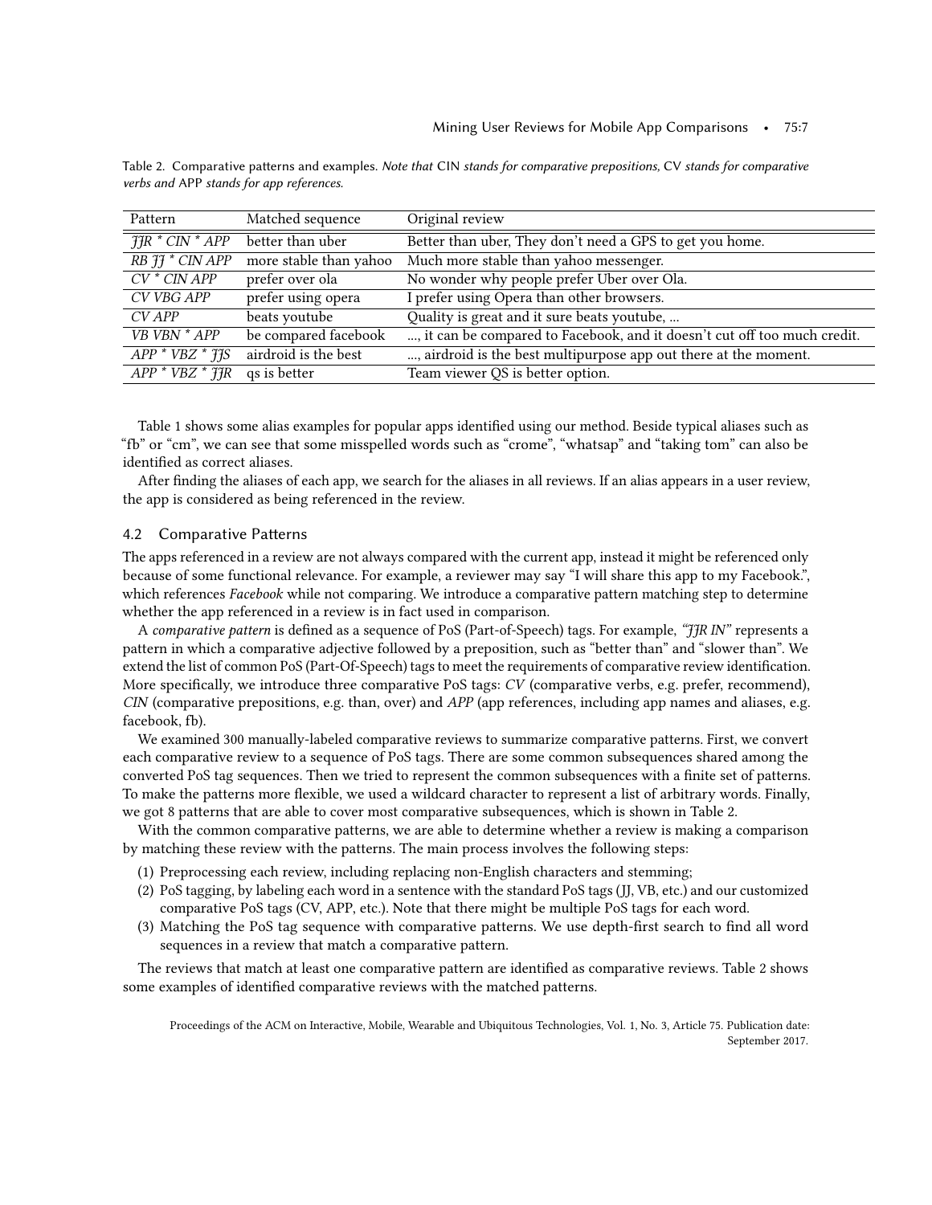Table 2. Comparative patterns and examples. *Note that* CIN *stands for comparative prepositions,* CV *stands for comparative verbs and* APP *stands for app references.*

| Pattern | Matched sequence | Original review |
| --- | --- | --- |
| *JJR * CIN * APP* | better than uber | Better than uber, They don't need a GPS to get you home. |
| *RB JJ * CIN APP* | more stable than yahoo | Much more stable than yahoo messenger. |
| *CV * CIN APP* | prefer over ola | No wonder why people prefer Uber over Ola. |
| *CV VBG APP* | prefer using opera | I prefer using Opera than other browsers. |
| *CV APP* | beats youtube | Quality is great and it sure beats youtube, ... |
| *VB VBN * APP* | be compared facebook | ..., it can be compared to Facebook, and it doesn't cut off too much credit. |
| *APP * VBZ * JJS* | airdroid is the best | ..., airdroid is the best multipurpose app out there at the moment. |
| *APP * VBZ * JJR* | qs is better | Team viewer QS is better option. |

Table 1 shows some alias examples for popular apps identified using our method. Beside typical aliases such as "fb" or "cm", we can see that some misspelled words such as "crome", "whatsap" and "taking tom" can also be identified as correct aliases.

After finding the aliases of each app, we search for the aliases in all reviews. If an alias appears in a user review, the app is considered as being referenced in the review.

### 4.2 Comparative Patterns

The apps referenced in a review are not always compared with the current app, instead it might be referenced only because of some functional relevance. For example, a reviewer may say "I will share this app to my Facebook.", which references *Facebook* while not comparing. We introduce a comparative pattern matching step to determine whether the app referenced in a review is in fact used in comparison.

A *comparative pattern* is defined as a sequence of PoS (Part-of-Speech) tags. For example, *"JJR IN"* represents a pattern in which a comparative adjective followed by a preposition, such as "better than" and "slower than". We extend the list of common PoS (Part-Of-Speech) tags to meet the requirements of comparative review identification. More specifically, we introduce three comparative PoS tags: *CV* (comparative verbs, e.g. prefer, recommend), *CIN* (comparative prepositions, e.g. than, over) and *APP* (app references, including app names and aliases, e.g. facebook, fb).

We examined 300 manually-labeled comparative reviews to summarize comparative patterns. First, we convert each comparative review to a sequence of PoS tags. There are some common subsequences shared among the converted PoS tag sequences. Then we tried to represent the common subsequences with a finite set of patterns. To make the patterns more flexible, we used a wildcard character to represent a list of arbitrary words. Finally, we got 8 patterns that are able to cover most comparative subsequences, which is shown in Table 2.

With the common comparative patterns, we are able to determine whether a review is making a comparison by matching these review with the patterns. The main process involves the following steps:

1. Preprocessing each review, including replacing non-English characters and stemming;
2. PoS tagging, by labeling each word in a sentence with the standard PoS tags (JJ, VB, etc.) and our customized comparative PoS tags (CV, APP, etc.). Note that there might be multiple PoS tags for each word.
3. Matching the PoS tag sequence with comparative patterns. We use depth-first search to find all word sequences in a review that match a comparative pattern.

The reviews that match at least one comparative pattern are identified as comparative reviews. Table 2 shows some examples of identified comparative reviews with the matched patterns.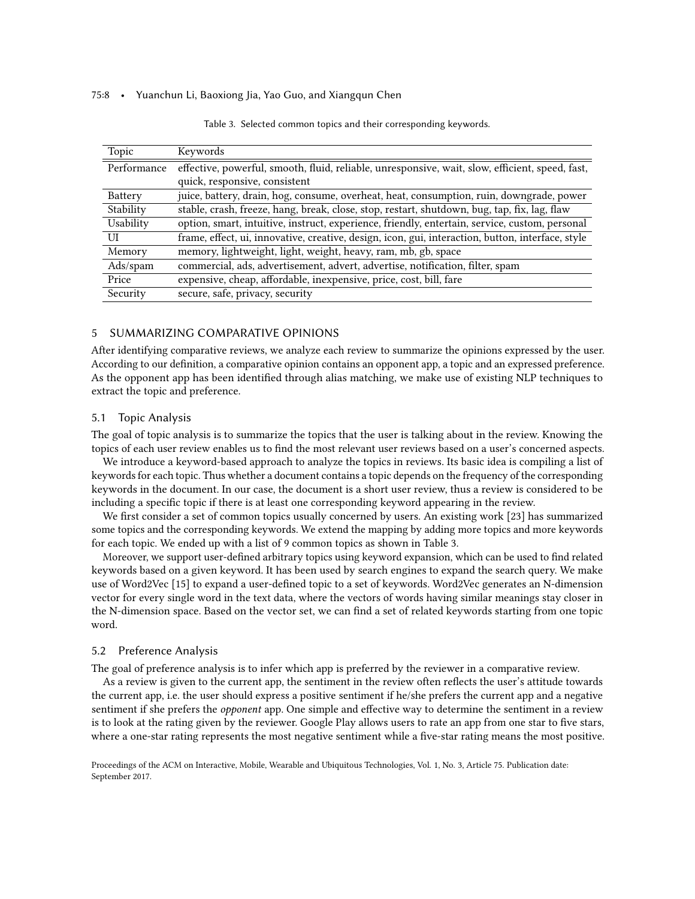Table 3. Selected common topics and their corresponding keywords.

| Topic | Keywords |
|---|---|
| Performance | effective, powerful, smooth, fluid, reliable, unresponsive, wait, slow, efficient, speed, fast, quick, responsive, consistent |
| Battery | juice, battery, drain, hog, consume, overheat, heat, consumption, ruin, downgrade, power |
| Stability | stable, crash, freeze, hang, break, close, stop, restart, shutdown, bug, tap, fix, lag, flaw |
| Usability | option, smart, intuitive, instruct, experience, friendly, entertain, service, custom, personal |
| UI | frame, effect, ui, innovative, creative, design, icon, gui, interaction, button, interface, style |
| Memory | memory, lightweight, light, weight, heavy, ram, mb, gb, space |
| Ads/spam | commercial, ads, advertisement, advert, advertise, notification, filter, spam |
| Price | expensive, cheap, affordable, inexpensive, price, cost, bill, fare |
| Security | secure, safe, privacy, security |

## 5 SUMMARIZING COMPARATIVE OPINIONS

After identifying comparative reviews, we analyze each review to summarize the opinions expressed by the user. According to our definition, a comparative opinion contains an opponent app, a topic and an expressed preference. As the opponent app has been identified through alias matching, we make use of existing NLP techniques to extract the topic and preference.

### 5.1 Topic Analysis

The goal of topic analysis is to summarize the topics that the user is talking about in the review. Knowing the topics of each user review enables us to find the most relevant user reviews based on a user's concerned aspects.

We introduce a keyword-based approach to analyze the topics in reviews. Its basic idea is compiling a list of keywords for each topic. Thus whether a document contains a topic depends on the frequency of the corresponding keywords in the document. In our case, the document is a short user review, thus a review is considered to be including a specific topic if there is at least one corresponding keyword appearing in the review.

We first consider a set of common topics usually concerned by users. An existing work [23] has summarized some topics and the corresponding keywords. We extend the mapping by adding more topics and more keywords for each topic. We ended up with a list of 9 common topics as shown in Table 3.

Moreover, we support user-defined arbitrary topics using keyword expansion, which can be used to find related keywords based on a given keyword. It has been used by search engines to expand the search query. We make use of Word2Vec [15] to expand a user-defined topic to a set of keywords. Word2Vec generates an N-dimension vector for every single word in the text data, where the vectors of words having similar meanings stay closer in the N-dimension space. Based on the vector set, we can find a set of related keywords starting from one topic word.

### 5.2 Preference Analysis

The goal of preference analysis is to infer which app is preferred by the reviewer in a comparative review.

As a review is given to the current app, the sentiment in the review often reflects the user's attitude towards the current app, i.e. the user should express a positive sentiment if he/she prefers the current app and a negative sentiment if she prefers the *opponent* app. One simple and effective way to determine the sentiment in a review is to look at the rating given by the reviewer. Google Play allows users to rate an app from one star to five stars, where a one-star rating represents the most negative sentiment while a five-star rating means the most positive.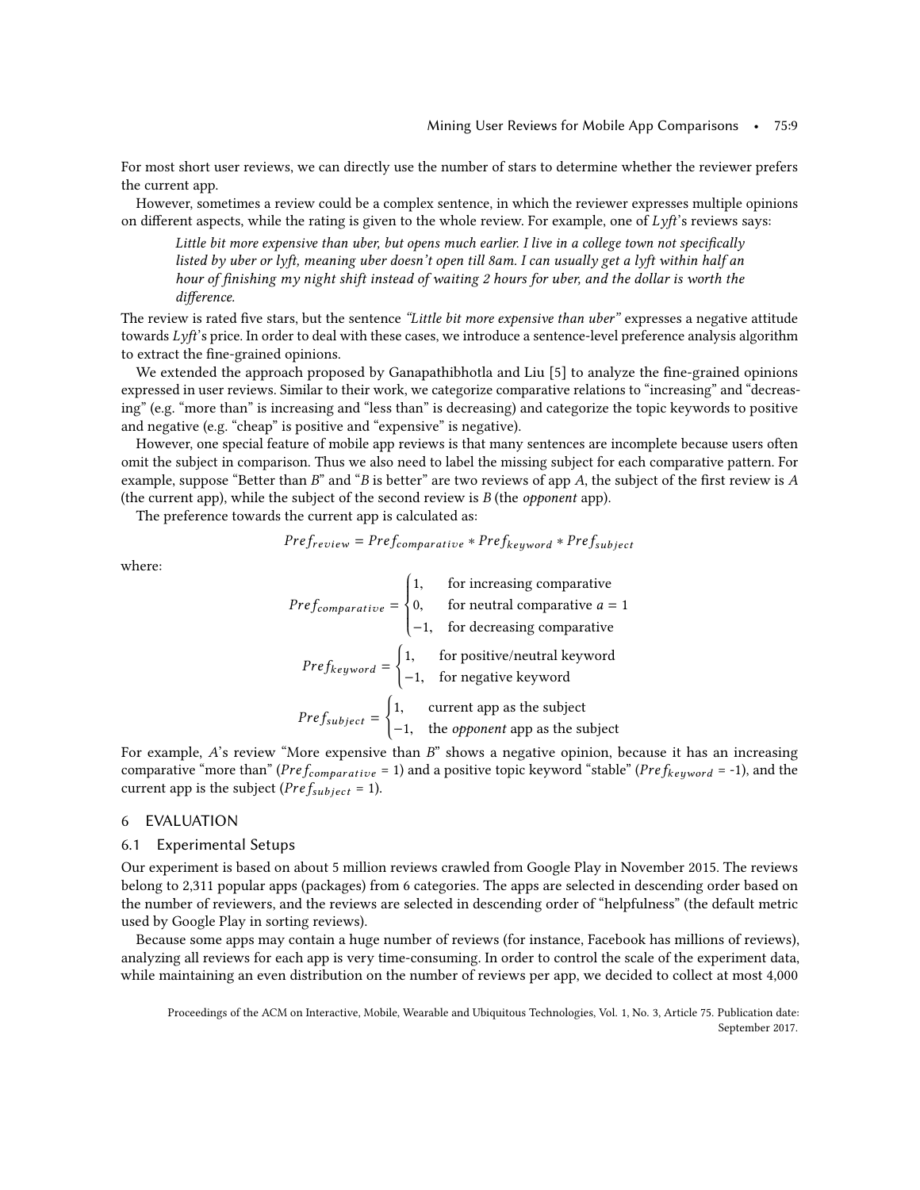For most short user reviews, we can directly use the number of stars to determine whether the reviewer prefers the current app.

However, sometimes a review could be a complex sentence, in which the reviewer expresses multiple opinions on different aspects, while the rating is given to the whole review. For example, one of *Lyft*'s reviews says:

> *Little bit more expensive than uber, but opens much earlier. I live in a college town not specifically listed by uber or lyft, meaning uber doesn't open till 8am. I can usually get a lyft within half an hour of finishing my night shift instead of waiting 2 hours for uber, and the dollar is worth the difference.*

The review is rated five stars, but the sentence *"Little bit more expensive than uber"* expresses a negative attitude towards *Lyft*'s price. In order to deal with these cases, we introduce a sentence-level preference analysis algorithm to extract the fine-grained opinions.

We extended the approach proposed by Ganapathibhotla and Liu [5] to analyze the fine-grained opinions expressed in user reviews. Similar to their work, we categorize comparative relations to "increasing" and "decreasing" (e.g. "more than" is increasing and "less than" is decreasing) and categorize the topic keywords to positive and negative (e.g. "cheap" is positive and "expensive" is negative).

However, one special feature of mobile app reviews is that many sentences are incomplete because users often omit the subject in comparison. Thus we also need to label the missing subject for each comparative pattern. For example, suppose "Better than $B$" and "$B$ is better" are two reviews of app $A$, the subject of the first review is $A$ (the current app), while the subject of the second review is $B$ (the *opponent* app).

The preference towards the current app is calculated as:

$$Pref_{review} = Pref_{comparative} * Pref_{keyword} * Pref_{subject}$$

where:

$$Pref_{comparative} = \begin{cases} 1, & \text{for increasing comparative} \\ 0, & \text{for neutral comparative } a = 1 \\ -1, & \text{for decreasing comparative} \end{cases}$$

$$Pref_{keyword} = \begin{cases} 1, & \text{for positive/neutral keyword} \\ -1, & \text{for negative keyword} \end{cases}$$

$$Pref_{subject} = \begin{cases} 1, & \text{current app as the subject} \\ -1, & \text{the } opponent \text{ app as the subject} \end{cases}$$

For example, $A$'s review "More expensive than $B$" shows a negative opinion, because it has an increasing comparative "more than" ($Pref_{comparative}$ = 1) and a positive topic keyword "stable" ($Pref_{keyword}$ = -1), and the current app is the subject ($Pref_{subject}$ = 1).

## 6 EVALUATION

### 6.1 Experimental Setups

Our experiment is based on about 5 million reviews crawled from Google Play in November 2015. The reviews belong to 2,311 popular apps (packages) from 6 categories. The apps are selected in descending order based on the number of reviewers, and the reviews are selected in descending order of "helpfulness" (the default metric used by Google Play in sorting reviews).

Because some apps may contain a huge number of reviews (for instance, Facebook has millions of reviews), analyzing all reviews for each app is very time-consuming. In order to control the scale of the experiment data, while maintaining an even distribution on the number of reviews per app, we decided to collect at most 4,000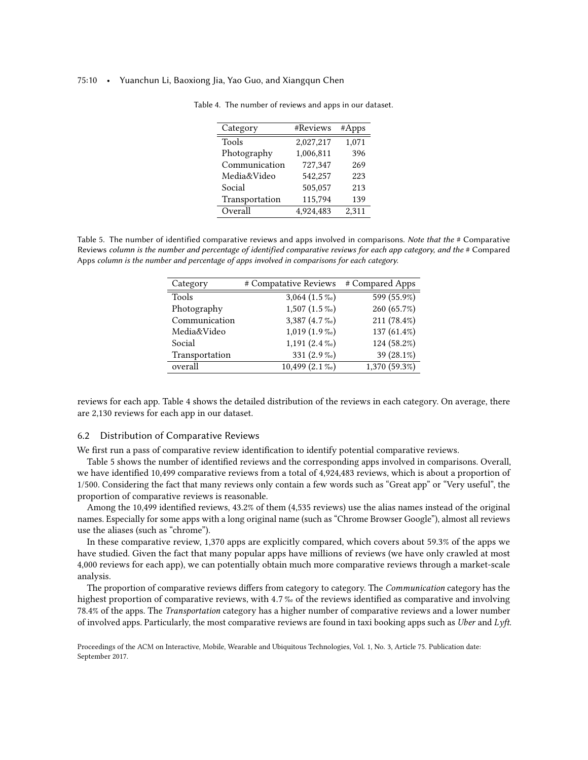Table 4. The number of reviews and apps in our dataset.

| Category | #Reviews | #Apps |
|---|---|---|
| Tools | 2,027,217 | 1,071 |
| Photography | 1,006,811 | 396 |
| Communication | 727,347 | 269 |
| Media&Video | 542,257 | 223 |
| Social | 505,057 | 213 |
| Transportation | 115,794 | 139 |
| Overall | 4,924,483 | 2,311 |

Table 5. The number of identified comparative reviews and apps involved in comparisons. *Note that the* # Comparative Reviews *column is the number and percentage of identified comparative reviews for each app category, and the* # Compared Apps *column is the number and percentage of apps involved in comparisons for each category.*

| Category | # Compatative Reviews | # Compared Apps |
|---|---|---|
| Tools | 3,064 (1.5 ‰) | 599 (55.9%) |
| Photography | 1,507 (1.5 ‰) | 260 (65.7%) |
| Communication | 3,387 (4.7 ‰) | 211 (78.4%) |
| Media&Video | 1,019 (1.9 ‰) | 137 (61.4%) |
| Social | 1,191 (2.4 ‰) | 124 (58.2%) |
| Transportation | 331 (2.9 ‰) | 39 (28.1%) |
| overall | 10,499 (2.1 ‰) | 1,370 (59.3%) |

reviews for each app. Table 4 shows the detailed distribution of the reviews in each category. On average, there are 2,130 reviews for each app in our dataset.

## 6.2 Distribution of Comparative Reviews

We first run a pass of comparative review identification to identify potential comparative reviews.

Table 5 shows the number of identified reviews and the corresponding apps involved in comparisons. Overall, we have identified 10,499 comparative reviews from a total of 4,924,483 reviews, which is about a proportion of 1/500. Considering the fact that many reviews only contain a few words such as "Great app" or "Very useful", the proportion of comparative reviews is reasonable.

Among the 10,499 identified reviews, 43.2% of them (4,535 reviews) use the alias names instead of the original names. Especially for some apps with a long original name (such as "Chrome Browser Google"), almost all reviews use the aliases (such as "chrome").

In these comparative review, 1,370 apps are explicitly compared, which covers about 59.3% of the apps we have studied. Given the fact that many popular apps have millions of reviews (we have only crawled at most 4,000 reviews for each app), we can potentially obtain much more comparative reviews through a market-scale analysis.

The proportion of comparative reviews differs from category to category. The *Communication* category has the highest proportion of comparative reviews, with 4.7 ‰ of the reviews identified as comparative and involving 78.4% of the apps. The *Transportation* category has a higher number of comparative reviews and a lower number of involved apps. Particularly, the most comparative reviews are found in taxi booking apps such as *Uber* and *Lyft*.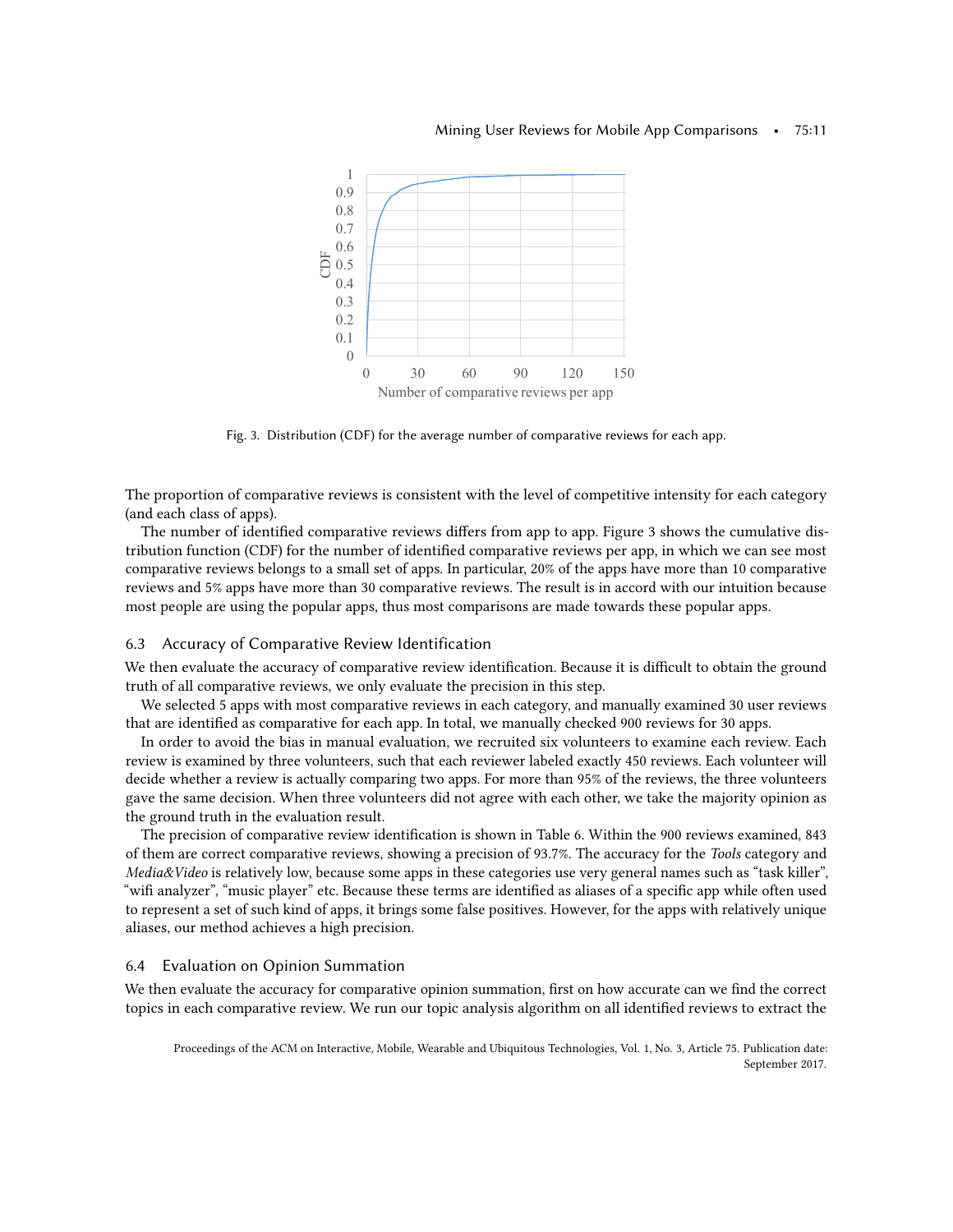Fig. 3. Distribution (CDF) for the average number of comparative reviews for each app.

The proportion of comparative reviews is consistent with the level of competitive intensity for each category (and each class of apps).

The number of identified comparative reviews differs from app to app. Figure 3 shows the cumulative distribution function (CDF) for the number of identified comparative reviews per app, in which we can see most comparative reviews belongs to a small set of apps. In particular, 20% of the apps have more than 10 comparative reviews and 5% apps have more than 30 comparative reviews. The result is in accord with our intuition because most people are using the popular apps, thus most comparisons are made towards these popular apps.

### 6.3 Accuracy of Comparative Review Identification

We then evaluate the accuracy of comparative review identification. Because it is difficult to obtain the ground truth of all comparative reviews, we only evaluate the precision in this step.

We selected 5 apps with most comparative reviews in each category, and manually examined 30 user reviews that are identified as comparative for each app. In total, we manually checked 900 reviews for 30 apps.

In order to avoid the bias in manual evaluation, we recruited six volunteers to examine each review. Each review is examined by three volunteers, such that each reviewer labeled exactly 450 reviews. Each volunteer will decide whether a review is actually comparing two apps. For more than 95% of the reviews, the three volunteers gave the same decision. When three volunteers did not agree with each other, we take the majority opinion as the ground truth in the evaluation result.

The precision of comparative review identification is shown in Table 6. Within the 900 reviews examined, 843 of them are correct comparative reviews, showing a precision of 93.7%. The accuracy for the *Tools* category and *Media&Video* is relatively low, because some apps in these categories use very general names such as "task killer", "wifi analyzer", "music player" etc. Because these terms are identified as aliases of a specific app while often used to represent a set of such kind of apps, it brings some false positives. However, for the apps with relatively unique aliases, our method achieves a high precision.

### 6.4 Evaluation on Opinion Summation

We then evaluate the accuracy for comparative opinion summation, first on how accurate can we find the correct topics in each comparative review. We run our topic analysis algorithm on all identified reviews to extract the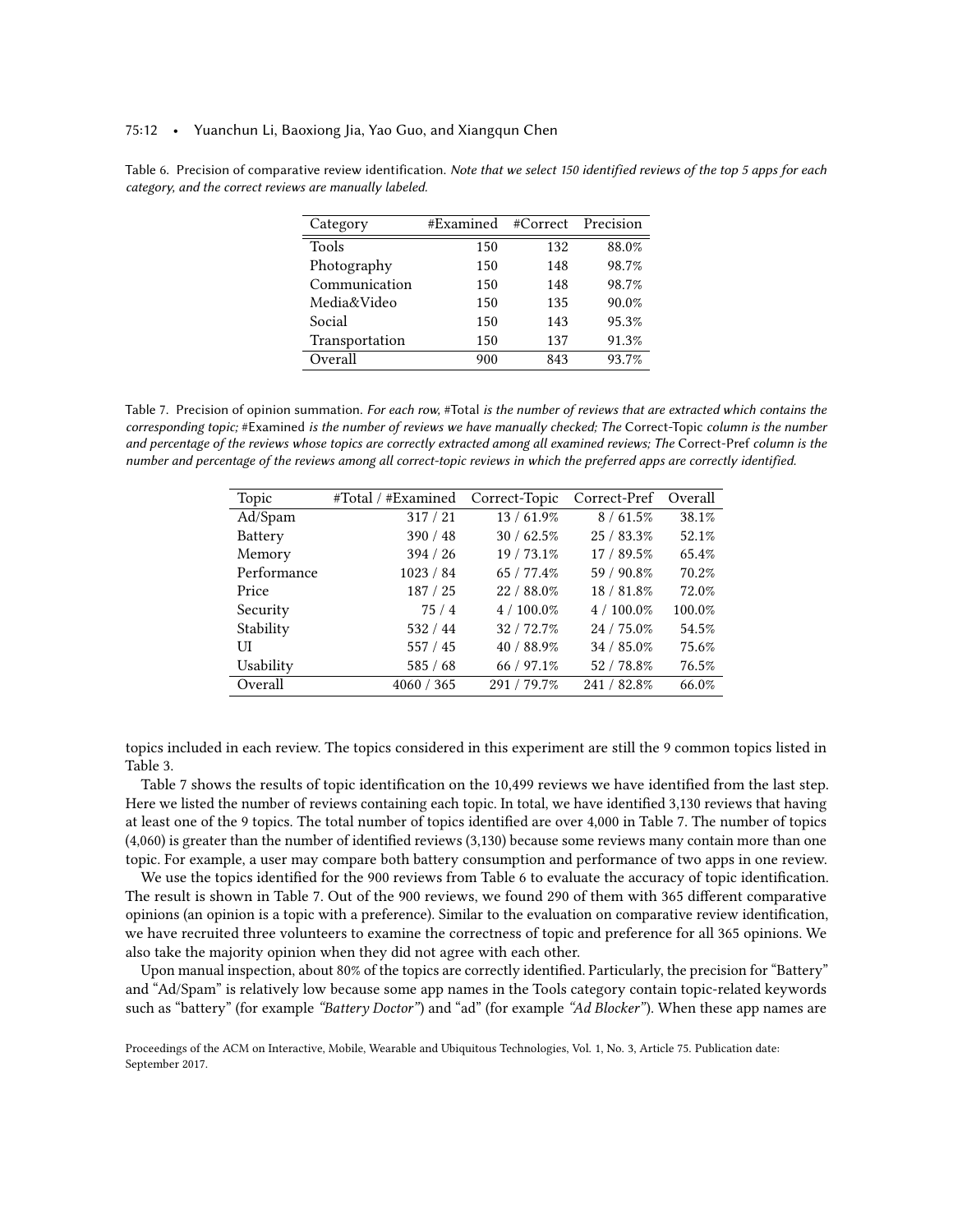Table 6. Precision of comparative review identification. *Note that we select 150 identified reviews of the top 5 apps for each category, and the correct reviews are manually labeled.*

| Category | #Examined | #Correct | Precision |
|---|---|---|---|
| Tools | 150 | 132 | 88.0% |
| Photography | 150 | 148 | 98.7% |
| Communication | 150 | 148 | 98.7% |
| Media&Video | 150 | 135 | 90.0% |
| Social | 150 | 143 | 95.3% |
| Transportation | 150 | 137 | 91.3% |
| Overall | 900 | 843 | 93.7% |

Table 7. Precision of opinion summation. *For each row,* #Total *is the number of reviews that are extracted which contains the corresponding topic;* #Examined *is the number of reviews we have manually checked; The* Correct-Topic *column is the number and percentage of the reviews whose topics are correctly extracted among all examined reviews; The* Correct-Pref *column is the number and percentage of the reviews among all correct-topic reviews in which the preferred apps are correctly identified.*

| Topic | #Total / #Examined | Correct-Topic | Correct-Pref | Overall |
|---|---|---|---|---|
| Ad/Spam | 317 / 21 | 13 / 61.9% | 8 / 61.5% | 38.1% |
| Battery | 390 / 48 | 30 / 62.5% | 25 / 83.3% | 52.1% |
| Memory | 394 / 26 | 19 / 73.1% | 17 / 89.5% | 65.4% |
| Performance | 1023 / 84 | 65 / 77.4% | 59 / 90.8% | 70.2% |
| Price | 187 / 25 | 22 / 88.0% | 18 / 81.8% | 72.0% |
| Security | 75 / 4 | 4 / 100.0% | 4 / 100.0% | 100.0% |
| Stability | 532 / 44 | 32 / 72.7% | 24 / 75.0% | 54.5% |
| UI | 557 / 45 | 40 / 88.9% | 34 / 85.0% | 75.6% |
| Usability | 585 / 68 | 66 / 97.1% | 52 / 78.8% | 76.5% |
| Overall | 4060 / 365 | 291 / 79.7% | 241 / 82.8% | 66.0% |

topics included in each review. The topics considered in this experiment are still the 9 common topics listed in Table 3.

Table 7 shows the results of topic identification on the 10,499 reviews we have identified from the last step. Here we listed the number of reviews containing each topic. In total, we have identified 3,130 reviews that having at least one of the 9 topics. The total number of topics identified are over 4,000 in Table 7. The number of topics (4,060) is greater than the number of identified reviews (3,130) because some reviews many contain more than one topic. For example, a user may compare both battery consumption and performance of two apps in one review.

We use the topics identified for the 900 reviews from Table 6 to evaluate the accuracy of topic identification. The result is shown in Table 7. Out of the 900 reviews, we found 290 of them with 365 different comparative opinions (an opinion is a topic with a preference). Similar to the evaluation on comparative review identification, we have recruited three volunteers to examine the correctness of topic and preference for all 365 opinions. We also take the majority opinion when they did not agree with each other.

Upon manual inspection, about 80% of the topics are correctly identified. Particularly, the precision for "Battery" and "Ad/Spam" is relatively low because some app names in the Tools category contain topic-related keywords such as "battery" (for example *"Battery Doctor"*) and "ad" (for example *"Ad Blocker"*). When these app names are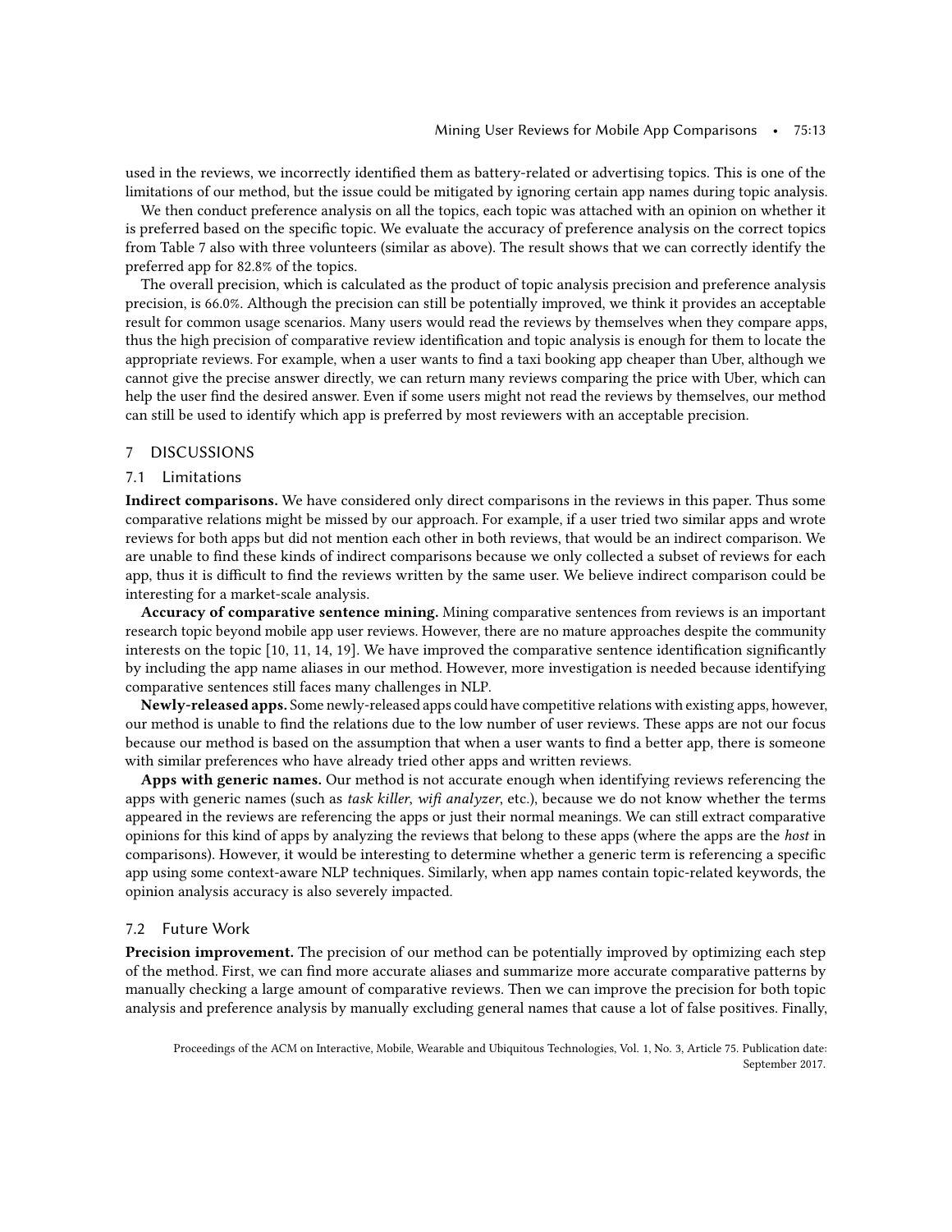used in the reviews, we incorrectly identified them as battery-related or advertising topics. This is one of the limitations of our method, but the issue could be mitigated by ignoring certain app names during topic analysis.

We then conduct preference analysis on all the topics, each topic was attached with an opinion on whether it is preferred based on the specific topic. We evaluate the accuracy of preference analysis on the correct topics from Table 7 also with three volunteers (similar as above). The result shows that we can correctly identify the preferred app for 82.8% of the topics.

The overall precision, which is calculated as the product of topic analysis precision and preference analysis precision, is 66.0%. Although the precision can still be potentially improved, we think it provides an acceptable result for common usage scenarios. Many users would read the reviews by themselves when they compare apps, thus the high precision of comparative review identification and topic analysis is enough for them to locate the appropriate reviews. For example, when a user wants to find a taxi booking app cheaper than Uber, although we cannot give the precise answer directly, we can return many reviews comparing the price with Uber, which can help the user find the desired answer. Even if some users might not read the reviews by themselves, our method can still be used to identify which app is preferred by most reviewers with an acceptable precision.

## 7 DISCUSSIONS

### 7.1 Limitations

**Indirect comparisons.** We have considered only direct comparisons in the reviews in this paper. Thus some comparative relations might be missed by our approach. For example, if a user tried two similar apps and wrote reviews for both apps but did not mention each other in both reviews, that would be an indirect comparison. We are unable to find these kinds of indirect comparisons because we only collected a subset of reviews for each app, thus it is difficult to find the reviews written by the same user. We believe indirect comparison could be interesting for a market-scale analysis.

**Accuracy of comparative sentence mining.** Mining comparative sentences from reviews is an important research topic beyond mobile app user reviews. However, there are no mature approaches despite the community interests on the topic [10, 11, 14, 19]. We have improved the comparative sentence identification significantly by including the app name aliases in our method. However, more investigation is needed because identifying comparative sentences still faces many challenges in NLP.

**Newly-released apps.** Some newly-released apps could have competitive relations with existing apps, however, our method is unable to find the relations due to the low number of user reviews. These apps are not our focus because our method is based on the assumption that when a user wants to find a better app, there is someone with similar preferences who have already tried other apps and written reviews.

**Apps with generic names.** Our method is not accurate enough when identifying reviews referencing the apps with generic names (such as *task killer*, *wifi analyzer*, etc.), because we do not know whether the terms appeared in the reviews are referencing the apps or just their normal meanings. We can still extract comparative opinions for this kind of apps by analyzing the reviews that belong to these apps (where the apps are the *host* in comparisons). However, it would be interesting to determine whether a generic term is referencing a specific app using some context-aware NLP techniques. Similarly, when app names contain topic-related keywords, the opinion analysis accuracy is also severely impacted.

### 7.2 Future Work

**Precision improvement.** The precision of our method can be potentially improved by optimizing each step of the method. First, we can find more accurate aliases and summarize more accurate comparative patterns by manually checking a large amount of comparative reviews. Then we can improve the precision for both topic analysis and preference analysis by manually excluding general names that cause a lot of false positives. Finally,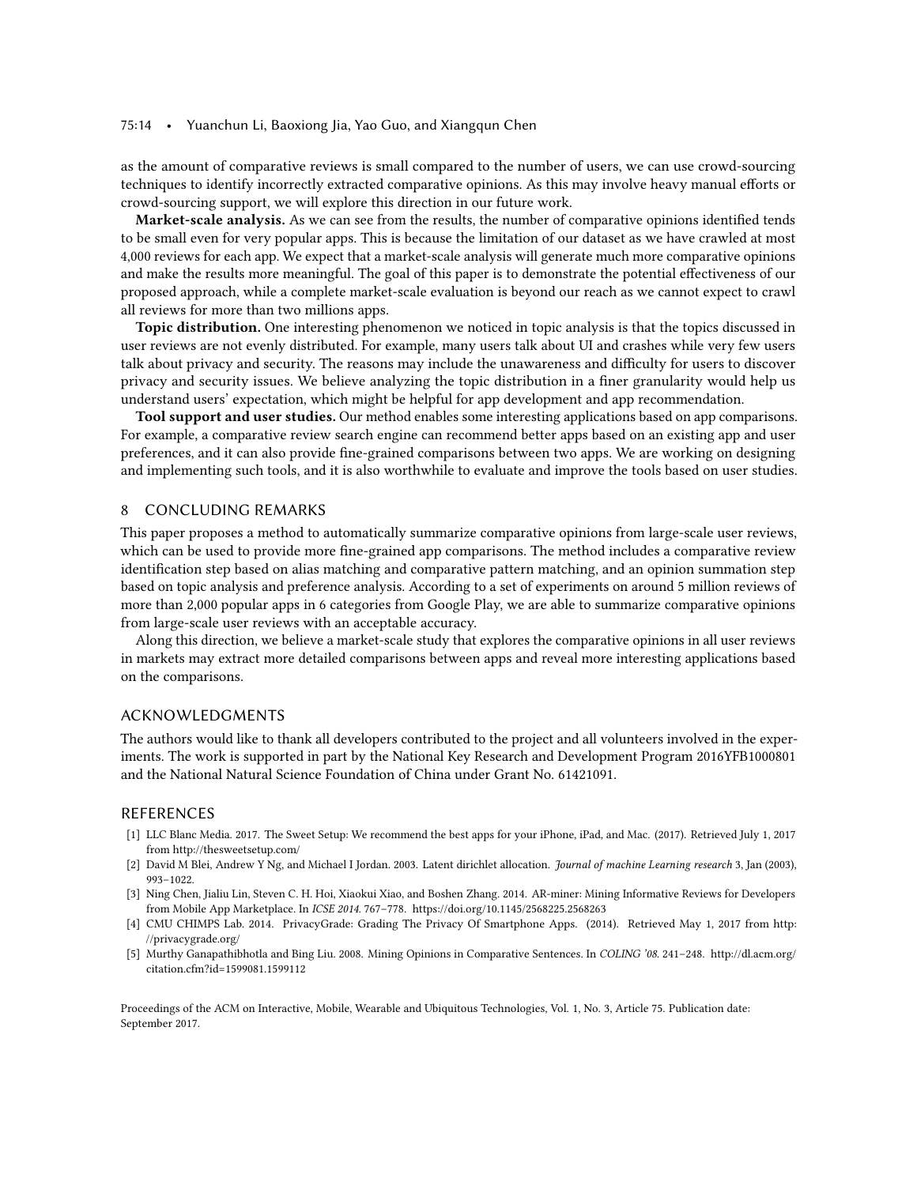as the amount of comparative reviews is small compared to the number of users, we can use crowd-sourcing techniques to identify incorrectly extracted comparative opinions. As this may involve heavy manual efforts or crowd-sourcing support, we will explore this direction in our future work.

**Market-scale analysis.** As we can see from the results, the number of comparative opinions identified tends to be small even for very popular apps. This is because the limitation of our dataset as we have crawled at most 4,000 reviews for each app. We expect that a market-scale analysis will generate much more comparative opinions and make the results more meaningful. The goal of this paper is to demonstrate the potential effectiveness of our proposed approach, while a complete market-scale evaluation is beyond our reach as we cannot expect to crawl all reviews for more than two millions apps.

**Topic distribution.** One interesting phenomenon we noticed in topic analysis is that the topics discussed in user reviews are not evenly distributed. For example, many users talk about UI and crashes while very few users talk about privacy and security. The reasons may include the unawareness and difficulty for users to discover privacy and security issues. We believe analyzing the topic distribution in a finer granularity would help us understand users' expectation, which might be helpful for app development and app recommendation.

**Tool support and user studies.** Our method enables some interesting applications based on app comparisons. For example, a comparative review search engine can recommend better apps based on an existing app and user preferences, and it can also provide fine-grained comparisons between two apps. We are working on designing and implementing such tools, and it is also worthwhile to evaluate and improve the tools based on user studies.

## 8 CONCLUDING REMARKS

This paper proposes a method to automatically summarize comparative opinions from large-scale user reviews, which can be used to provide more fine-grained app comparisons. The method includes a comparative review identification step based on alias matching and comparative pattern matching, and an opinion summation step based on topic analysis and preference analysis. According to a set of experiments on around 5 million reviews of more than 2,000 popular apps in 6 categories from Google Play, we are able to summarize comparative opinions from large-scale user reviews with an acceptable accuracy.

Along this direction, we believe a market-scale study that explores the comparative opinions in all user reviews in markets may extract more detailed comparisons between apps and reveal more interesting applications based on the comparisons.

## ACKNOWLEDGMENTS

The authors would like to thank all developers contributed to the project and all volunteers involved in the experiments. The work is supported in part by the National Key Research and Development Program 2016YFB1000801 and the National Natural Science Foundation of China under Grant No. 61421091.

## REFERENCES

[1] LLC Blanc Media. 2017. The Sweet Setup: We recommend the best apps for your iPhone, iPad, and Mac. (2017). Retrieved July 1, 2017 from http://thesweetsetup.com/

[2] David M Blei, Andrew Y Ng, and Michael I Jordan. 2003. Latent dirichlet allocation. *Journal of machine Learning research* 3, Jan (2003), 993–1022.

[3] Ning Chen, Jialiu Lin, Steven C. H. Hoi, Xiaokui Xiao, and Boshen Zhang. 2014. AR-miner: Mining Informative Reviews for Developers from Mobile App Marketplace. In *ICSE 2014*. 767–778. https://doi.org/10.1145/2568225.2568263

[4] CMU CHIMPS Lab. 2014. PrivacyGrade: Grading The Privacy Of Smartphone Apps. (2014). Retrieved May 1, 2017 from http://privacygrade.org/

[5] Murthy Ganapathibhotla and Bing Liu. 2008. Mining Opinions in Comparative Sentences. In *COLING '08*. 241–248. http://dl.acm.org/citation.cfm?id=1599081.1599112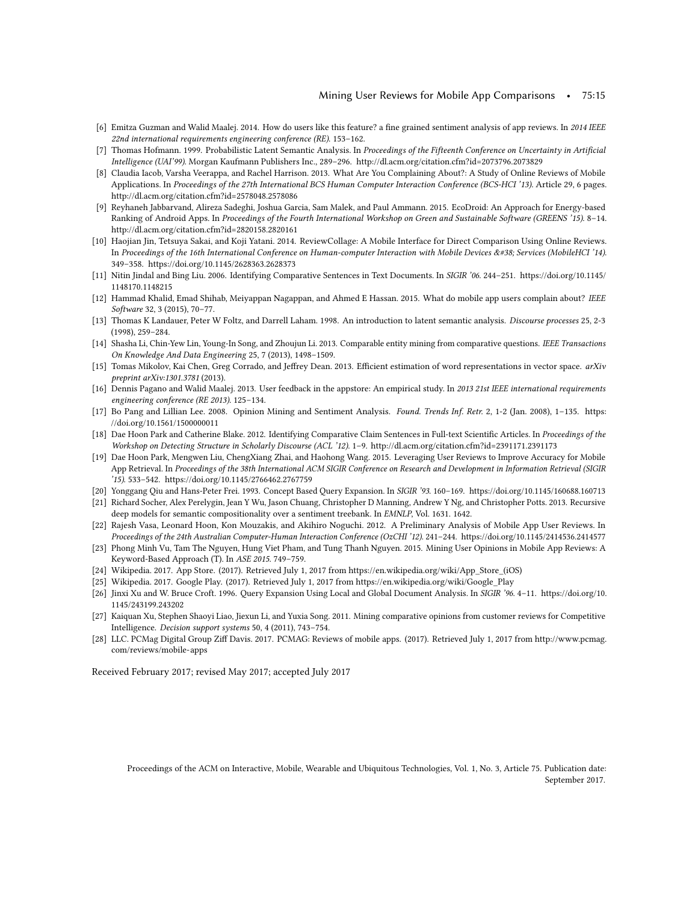[6] Emitza Guzman and Walid Maalej. 2014. How do users like this feature? a fine grained sentiment analysis of app reviews. In *2014 IEEE 22nd international requirements engineering conference (RE)*. 153–162.

[7] Thomas Hofmann. 1999. Probabilistic Latent Semantic Analysis. In *Proceedings of the Fifteenth Conference on Uncertainty in Artificial Intelligence (UAI'99)*. Morgan Kaufmann Publishers Inc., 289–296. http://dl.acm.org/citation.cfm?id=2073796.2073829

[8] Claudia Iacob, Varsha Veerappa, and Rachel Harrison. 2013. What Are You Complaining About?: A Study of Online Reviews of Mobile Applications. In *Proceedings of the 27th International BCS Human Computer Interaction Conference (BCS-HCI '13)*. Article 29, 6 pages. http://dl.acm.org/citation.cfm?id=2578048.2578086

[9] Reyhaneh Jabbarvand, Alireza Sadeghi, Joshua Garcia, Sam Malek, and Paul Ammann. 2015. EcoDroid: An Approach for Energy-based Ranking of Android Apps. In *Proceedings of the Fourth International Workshop on Green and Sustainable Software (GREENS '15)*. 8–14. http://dl.acm.org/citation.cfm?id=2820158.2820161

[10] Haojian Jin, Tetsuya Sakai, and Koji Yatani. 2014. ReviewCollage: A Mobile Interface for Direct Comparison Using Online Reviews. In *Proceedings of the 16th International Conference on Human-computer Interaction with Mobile Devices &#38; Services (MobileHCI '14)*. 349–358. https://doi.org/10.1145/2628363.2628373

[11] Nitin Jindal and Bing Liu. 2006. Identifying Comparative Sentences in Text Documents. In *SIGIR '06*. 244–251. https://doi.org/10.1145/1148170.1148215

[12] Hammad Khalid, Emad Shihab, Meiyappan Nagappan, and Ahmed E Hassan. 2015. What do mobile app users complain about? *IEEE Software* 32, 3 (2015), 70–77.

[13] Thomas K Landauer, Peter W Foltz, and Darrell Laham. 1998. An introduction to latent semantic analysis. *Discourse processes* 25, 2-3 (1998), 259–284.

[14] Shasha Li, Chin-Yew Lin, Young-In Song, and Zhoujun Li. 2013. Comparable entity mining from comparative questions. *IEEE Transactions On Knowledge And Data Engineering* 25, 7 (2013), 1498–1509.

[15] Tomas Mikolov, Kai Chen, Greg Corrado, and Jeffrey Dean. 2013. Efficient estimation of word representations in vector space. *arXiv preprint arXiv:1301.3781* (2013).

[16] Dennis Pagano and Walid Maalej. 2013. User feedback in the appstore: An empirical study. In *2013 21st IEEE international requirements engineering conference (RE 2013)*. 125–134.

[17] Bo Pang and Lillian Lee. 2008. Opinion Mining and Sentiment Analysis. *Found. Trends Inf. Retr.* 2, 1-2 (Jan. 2008), 1–135. https://doi.org/10.1561/1500000011

[18] Dae Hoon Park and Catherine Blake. 2012. Identifying Comparative Claim Sentences in Full-text Scientific Articles. In *Proceedings of the Workshop on Detecting Structure in Scholarly Discourse (ACL '12)*. 1–9. http://dl.acm.org/citation.cfm?id=2391171.2391173

[19] Dae Hoon Park, Mengwen Liu, ChengXiang Zhai, and Haohong Wang. 2015. Leveraging User Reviews to Improve Accuracy for Mobile App Retrieval. In *Proceedings of the 38th International ACM SIGIR Conference on Research and Development in Information Retrieval (SIGIR '15)*. 533–542. https://doi.org/10.1145/2766462.2767759

[20] Yonggang Qiu and Hans-Peter Frei. 1993. Concept Based Query Expansion. In *SIGIR '93*. 160–169. https://doi.org/10.1145/160688.160713

[21] Richard Socher, Alex Perelygin, Jean Y Wu, Jason Chuang, Christopher D Manning, Andrew Y Ng, and Christopher Potts. 2013. Recursive deep models for semantic compositionality over a sentiment treebank. In *EMNLP*, Vol. 1631. 1642.

[22] Rajesh Vasa, Leonard Hoon, Kon Mouzakis, and Akihiro Noguchi. 2012. A Preliminary Analysis of Mobile App User Reviews. In *Proceedings of the 24th Australian Computer-Human Interaction Conference (OzCHI '12)*. 241–244. https://doi.org/10.1145/2414536.2414577

[23] Phong Minh Vu, Tam The Nguyen, Hung Viet Pham, and Tung Thanh Nguyen. 2015. Mining User Opinions in Mobile App Reviews: A Keyword-Based Approach (T). In *ASE 2015*. 749–759.

[24] Wikipedia. 2017. App Store. (2017). Retrieved July 1, 2017 from https://en.wikipedia.org/wiki/App_Store_(iOS)

[25] Wikipedia. 2017. Google Play. (2017). Retrieved July 1, 2017 from https://en.wikipedia.org/wiki/Google_Play

[26] Jinxi Xu and W. Bruce Croft. 1996. Query Expansion Using Local and Global Document Analysis. In *SIGIR '96*. 4–11. https://doi.org/10.1145/243199.243202

[27] Kaiquan Xu, Stephen Shaoyi Liao, Jiexun Li, and Yuxia Song. 2011. Mining comparative opinions from customer reviews for Competitive Intelligence. *Decision support systems* 50, 4 (2011), 743–754.

[28] LLC. PCMag Digital Group Ziff Davis. 2017. PCMAG: Reviews of mobile apps. (2017). Retrieved July 1, 2017 from http://www.pcmag.com/reviews/mobile-apps

Received February 2017; revised May 2017; accepted July 2017